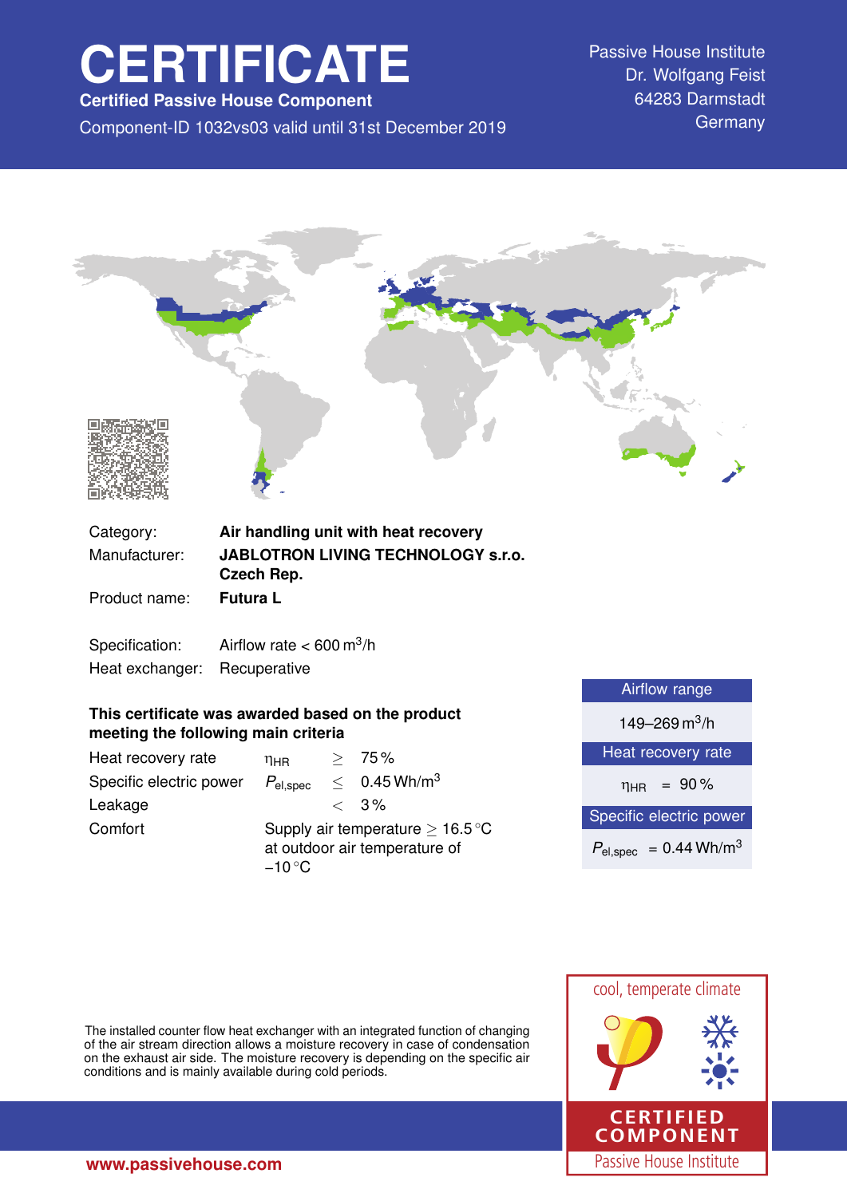# CERTIFICATE

**Certified Passive House Component**

Component-ID 1032vs03 valid until 31st December 2019

Passive House Institute
Dr. Wolfgang Feist
64283 Darmstadt
Germany

| | |
|---|---|
| Category: | **Air handling unit with heat recovery** |
| Manufacturer: | **JABLOTRON LIVING TECHNOLOGY s.r.o. Czech Rep.** |
| Product name: | **Futura L** |
| Specification: | Airflow rate < 600 $m^3/h$ |
| Heat exchanger: | Recuperative |

**This certificate was awarded based on the product meeting the following main criteria**

| | | | |
|---|---|---|---|
| Heat recovery rate | $\eta_{HR}$ | $\geq$ | 75 % |
| Specific electric power | $P_{el,spec}$ | $\leq$ | 0.45 $Wh/m^3$ |
| Leakage | | $<$ | 3 % |
| Comfort | Supply air temperature $\geq$ 16.5 °C at outdoor air temperature of −10 °C | | |

**Airflow range**

149–269 $m^3/h$

**Heat recovery rate**

$\eta_{HR}$ = 90 %

**Specific electric power**

$P_{el,spec}$ = 0.44 $Wh/m^3$

The installed counter flow heat exchanger with an integrated function of changing of the air stream direction allows a moisture recovery in case of condensation on the exhaust air side. The moisture recovery is depending on the specific air conditions and is mainly available during cold periods.

cool, temperate climate

CERTIFIED COMPONENT

Passive House Institute

www.passivehouse.com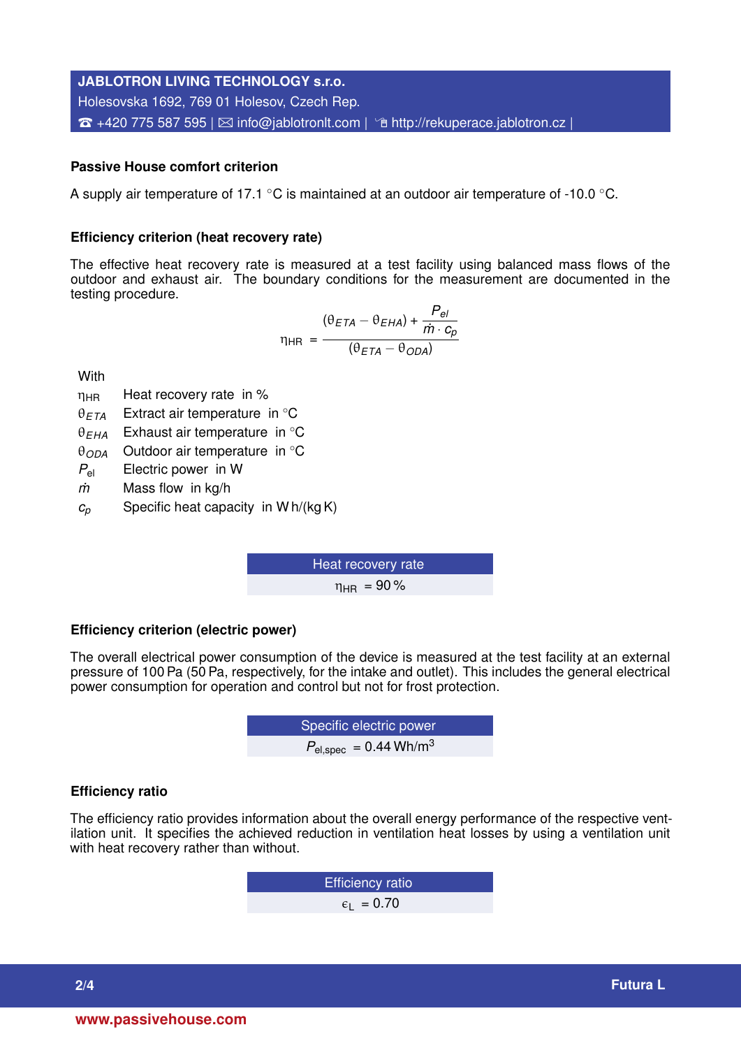**JABLOTRON LIVING TECHNOLOGY s.r.o.**
Holesovska 1692, 769 01 Holesov, Czech Rep.
☎ +420 775 587 595 | ✉ info@jablotronlt.com | http://rekuperace.jablotron.cz |

### Passive House comfort criterion

A supply air temperature of 17.1 °C is maintained at an outdoor air temperature of -10.0 °C.

### Efficiency criterion (heat recovery rate)

The effective heat recovery rate is measured at a test facility using balanced mass flows of the outdoor and exhaust air. The boundary conditions for the measurement are documented in the testing procedure.

$$\eta_{HR} = \frac{(\theta_{ETA} - \theta_{EHA}) + \frac{P_{el}}{\dot{m} \cdot c_p}}{(\theta_{ETA} - \theta_{ODA})}$$

With

| | |
|---|---|
| $\eta_{HR}$ | Heat recovery rate in % |
| $\theta_{ETA}$ | Extract air temperature in °C |
| $\theta_{EHA}$ | Exhaust air temperature in °C |
| $\theta_{ODA}$ | Outdoor air temperature in °C |
| $P_{el}$ | Electric power in W |
| $\dot{m}$ | Mass flow in kg/h |
| $c_p$ | Specific heat capacity in W h/(kg K) |

| Heat recovery rate |
|---|
| $\eta_{HR}$ = 90 % |

### Efficiency criterion (electric power)

The overall electrical power consumption of the device is measured at the test facility at an external pressure of 100 Pa (50 Pa, respectively, for the intake and outlet). This includes the general electrical power consumption for operation and control but not for frost protection.

| Specific electric power |
|---|
| $P_{el,spec}$ = 0.44 Wh/m$^3$ |

### Efficiency ratio

The efficiency ratio provides information about the overall energy performance of the respective ventilation unit. It specifies the achieved reduction in ventilation heat losses by using a ventilation unit with heat recovery rather than without.

| Efficiency ratio |
|---|
| $\epsilon_L$ = 0.70 |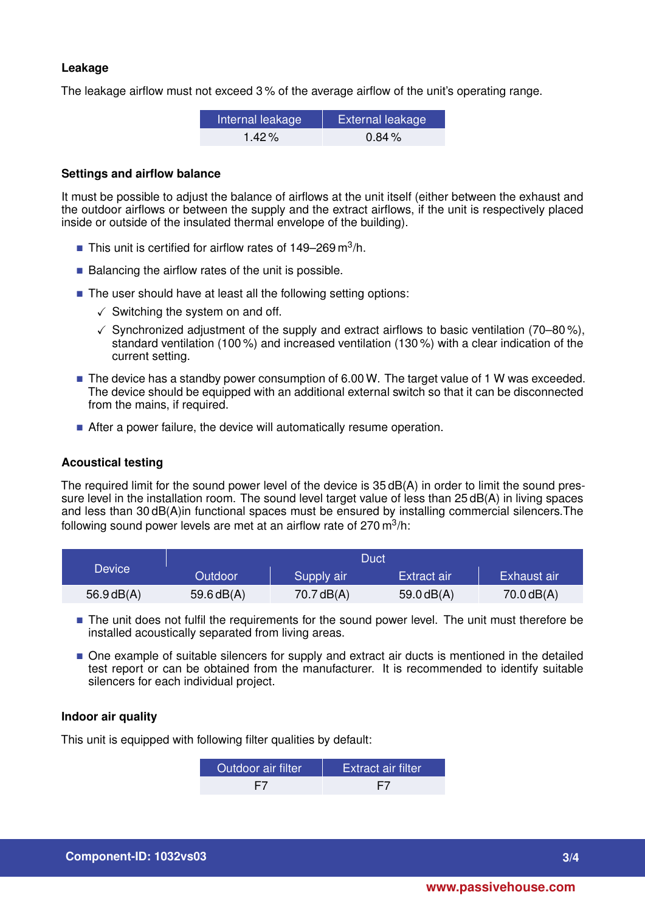### Leakage

The leakage airflow must not exceed 3 % of the average airflow of the unit's operating range.

| Internal leakage | External leakage |
|---|---|
| 1.42 % | 0.84 % |

### Settings and airflow balance

It must be possible to adjust the balance of airflows at the unit itself (either between the exhaust and the outdoor airflows or between the supply and the extract airflows, if the unit is respectively placed inside or outside of the insulated thermal envelope of the building).

- This unit is certified for airflow rates of 149–269 $m^3$/h.
- Balancing the airflow rates of the unit is possible.
- The user should have at least all the following setting options:
  - ✓ Switching the system on and off.
  - ✓ Synchronized adjustment of the supply and extract airflows to basic ventilation (70–80 %), standard ventilation (100 %) and increased ventilation (130 %) with a clear indication of the current setting.
- The device has a standby power consumption of 6.00 W. The target value of 1 W was exceeded. The device should be equipped with an additional external switch so that it can be disconnected from the mains, if required.
- After a power failure, the device will automatically resume operation.

### Acoustical testing

The required limit for the sound power level of the device is 35 dB(A) in order to limit the sound pressure level in the installation room. The sound level target value of less than 25 dB(A) in living spaces and less than 30 dB(A)in functional spaces must be ensured by installing commercial silencers.The following sound power levels are met at an airflow rate of 270 $m^3$/h:

| Device | Duct | | | |
|---|---|---|---|---|
| | Outdoor | Supply air | Extract air | Exhaust air |
| 56.9 dB(A) | 59.6 dB(A) | 70.7 dB(A) | 59.0 dB(A) | 70.0 dB(A) |

- The unit does not fulfil the requirements for the sound power level. The unit must therefore be installed acoustically separated from living areas.
- One example of suitable silencers for supply and extract air ducts is mentioned in the detailed test report or can be obtained from the manufacturer. It is recommended to identify suitable silencers for each individual project.

### Indoor air quality

This unit is equipped with following filter qualities by default:

| Outdoor air filter | Extract air filter |
|---|---|
| F7 | F7 |

**Component-ID: 1032vs03**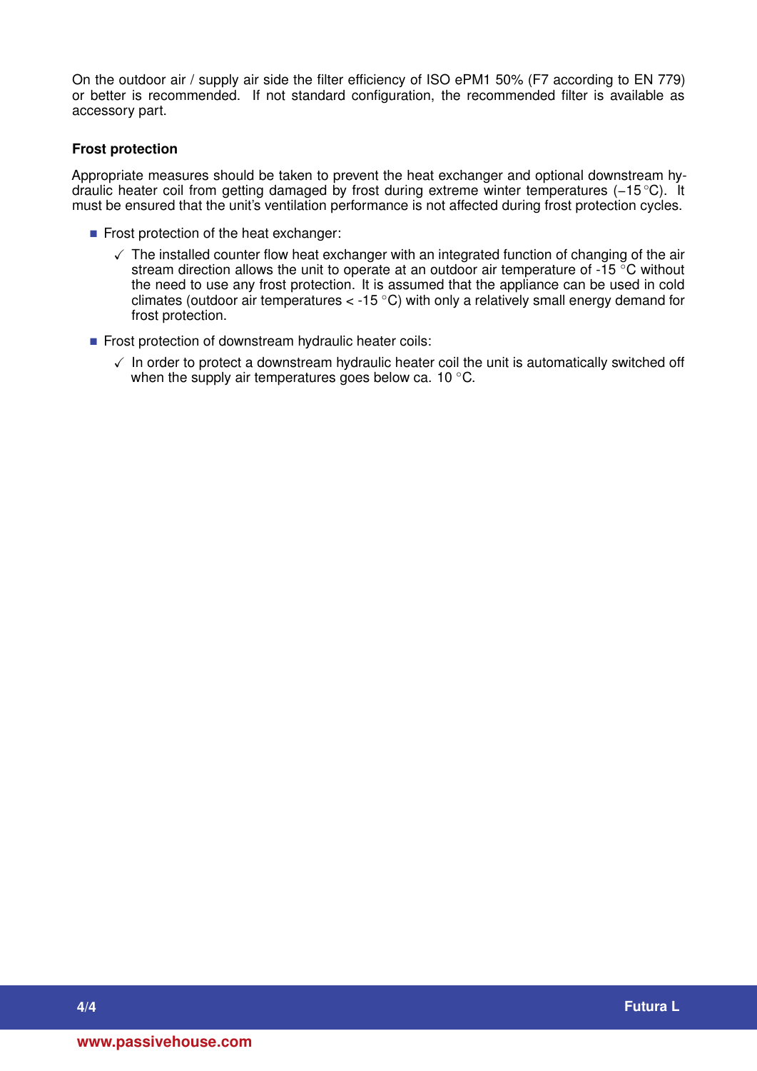On the outdoor air / supply air side the filter efficiency of ISO ePM1 50% (F7 according to EN 779) or better is recommended. If not standard configuration, the recommended filter is available as accessory part.

**Frost protection**

Appropriate measures should be taken to prevent the heat exchanger and optional downstream hydraulic heater coil from getting damaged by frost during extreme winter temperatures (−15 °C). It must be ensured that the unit's ventilation performance is not affected during frost protection cycles.

- Frost protection of the heat exchanger:
  - ✓ The installed counter flow heat exchanger with an integrated function of changing of the air stream direction allows the unit to operate at an outdoor air temperature of -15 °C without the need to use any frost protection. It is assumed that the appliance can be used in cold climates (outdoor air temperatures < -15 °C) with only a relatively small energy demand for frost protection.
- Frost protection of downstream hydraulic heater coils:
  - ✓ In order to protect a downstream hydraulic heater coil the unit is automatically switched off when the supply air temperatures goes below ca. 10 °C.